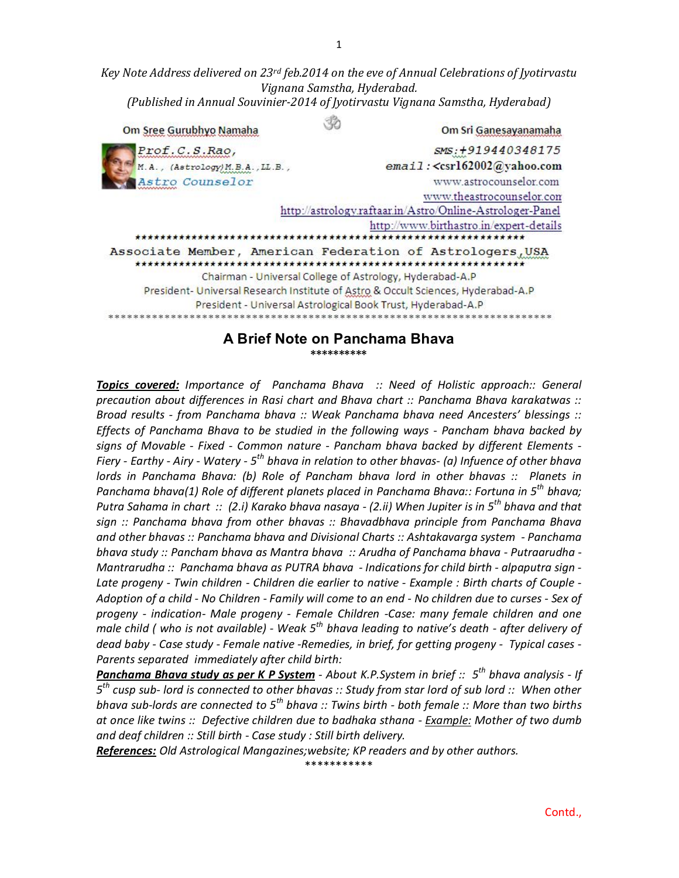*Key Note Address delivered on 23rd feb.2014 on the eve of Annual Celebrations of Jyotirvastu Vignana Samstha, Hyderabad.*
*(Published in Annual Souvinier-2014 of Jyotirvastu Vignana Samstha, Hyderabad)*

Om Sree Gurubhyo Namaha　　　　ॐ　　　　Om Sri Ganesayanamaha

Prof.C.S.Rao,
M.A., (Astrology) M.B.A., LL.B.,
Astro Counselor

SMS:+919440348175
email:<csr162002@yahoo.com
www.astrocounselor.com
www.theastrocounselor.com
http://astrology.raftaar.in/Astro/Online-Astrologer-Panel
http://www.birthastro.in/expert-details

Associate Member, American Federation of Astrologers,USA

Chairman - Universal College of Astrology, Hyderabad-A.P
President- Universal Research Institute of Astro & Occult Sciences, Hyderabad-A.P
President - Universal Astrological Book Trust, Hyderabad-A.P

## A Brief Note on Panchama Bhava

**********

***Topics covered:*** *Importance of Panchama Bhava :: Need of Holistic approach:: General precaution about differences in Rasi chart and Bhava chart :: Panchama Bhava karakatwas :: Broad results - from Panchama bhava :: Weak Panchama bhava need Ancesters' blessings :: Effects of Panchama Bhava to be studied in the following ways - Pancham bhava backed by signs of Movable - Fixed - Common nature - Pancham bhava backed by different Elements - Fiery - Earthy - Airy - Watery - 5th bhava in relation to other bhavas- (a) Infuence of other bhava lords in Panchama Bhava: (b) Role of Pancham bhava lord in other bhavas :: Planets in Panchama bhava(1) Role of different planets placed in Panchama Bhava:: Fortuna in 5th bhava; Putra Sahama in chart :: (2.i) Karako bhava nasaya - (2.ii) When Jupiter is in 5th bhava and that sign :: Panchama bhava from other bhavas :: Bhavadbhava principle from Panchama Bhava and other bhavas :: Panchama bhava and Divisional Charts :: Ashtakavarga system - Panchama bhava study :: Pancham bhava as Mantra bhava :: Arudha of Panchama bhava - Putraarudha - Mantrarudha :: Panchama bhava as PUTRA bhava - Indications for child birth - alpaputra sign - Late progeny - Twin children - Children die earlier to native - Example : Birth charts of Couple - Adoption of a child - No Children - Family will come to an end - No children due to curses - Sex of progeny - indication- Male progeny - Female Children -Case: many female children and one male child ( who is not available) - Weak 5th bhava leading to native's death - after delivery of dead baby - Case study - Female native -Remedies, in brief, for getting progeny - Typical cases - Parents separated immediately after child birth:*

***Panchama Bhava study as per K P System*** *- About K.P.System in brief :: 5th bhava analysis - If 5th cusp sub- lord is connected to other bhavas :: Study from star lord of sub lord :: When other bhava sub-lords are connected to 5th bhava :: Twins birth - both female :: More than two births at once like twins :: Defective children due to badhaka sthana - Example: Mother of two dumb and deaf children :: Still birth - Case study : Still birth delivery.*

***References:*** *Old Astrological Mangazines;website; KP readers and by other authors.*

***********

Contd.,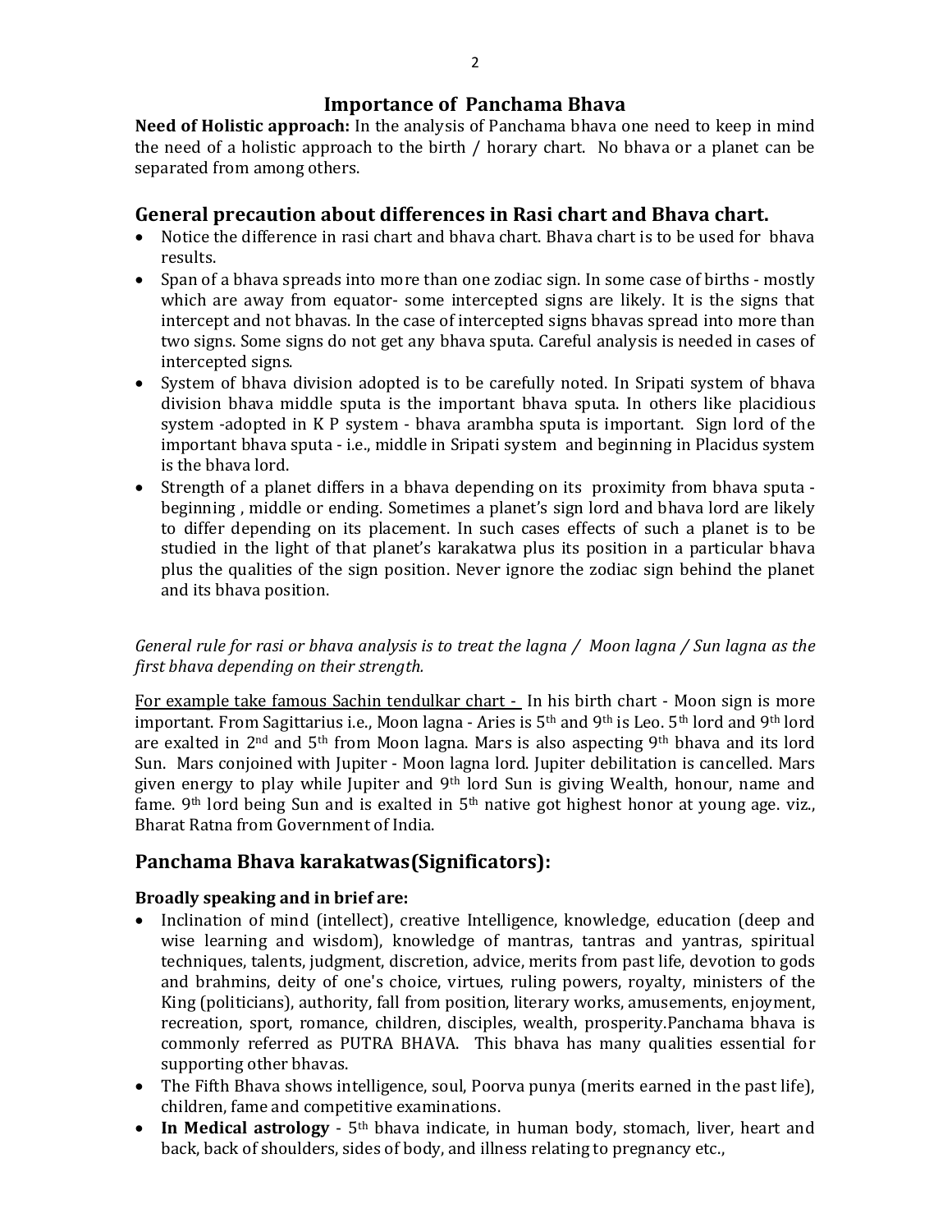# Importance of Panchama Bhava

**Need of Holistic approach:** In the analysis of Panchama bhava one need to keep in mind the need of a holistic approach to the birth / horary chart. No bhava or a planet can be separated from among others.

## General precaution about differences in Rasi chart and Bhava chart.

- Notice the difference in rasi chart and bhava chart. Bhava chart is to be used for bhava results.
- Span of a bhava spreads into more than one zodiac sign. In some case of births - mostly which are away from equator- some intercepted signs are likely. It is the signs that intercept and not bhavas. In the case of intercepted signs bhavas spread into more than two signs. Some signs do not get any bhava sputa. Careful analysis is needed in cases of intercepted signs.
- System of bhava division adopted is to be carefully noted. In Sripati system of bhava division bhava middle sputa is the important bhava sputa. In others like placidious system -adopted in K P system - bhava arambha sputa is important. Sign lord of the important bhava sputa - i.e., middle in Sripati system and beginning in Placidus system is the bhava lord.
- Strength of a planet differs in a bhava depending on its proximity from bhava sputa - beginning , middle or ending. Sometimes a planet's sign lord and bhava lord are likely to differ depending on its placement. In such cases effects of such a planet is to be studied in the light of that planet's karakatwa plus its position in a particular bhava plus the qualities of the sign position. Never ignore the zodiac sign behind the planet and its bhava position.

*General rule for rasi or bhava analysis is to treat the lagna / Moon lagna / Sun lagna as the first bhava depending on their strength.*

<u>For example take famous Sachin tendulkar chart -</u> In his birth chart - Moon sign is more important. From Sagittarius i.e., Moon lagna - Aries is 5th and 9th is Leo. 5th lord and 9th lord are exalted in 2nd and 5th from Moon lagna. Mars is also aspecting 9th bhava and its lord Sun. Mars conjoined with Jupiter - Moon lagna lord. Jupiter debilitation is cancelled. Mars given energy to play while Jupiter and 9th lord Sun is giving Wealth, honour, name and fame. 9th lord being Sun and is exalted in 5th native got highest honor at young age. viz., Bharat Ratna from Government of India.

## Panchama Bhava karakatwas(Significators):

**Broadly speaking and in brief are:**

- Inclination of mind (intellect), creative Intelligence, knowledge, education (deep and wise learning and wisdom), knowledge of mantras, tantras and yantras, spiritual techniques, talents, judgment, discretion, advice, merits from past life, devotion to gods and brahmins, deity of one's choice, virtues, ruling powers, royalty, ministers of the King (politicians), authority, fall from position, literary works, amusements, enjoyment, recreation, sport, romance, children, disciples, wealth, prosperity.Panchama bhava is commonly referred as PUTRA BHAVA. This bhava has many qualities essential for supporting other bhavas.
- The Fifth Bhava shows intelligence, soul, Poorva punya (merits earned in the past life), children, fame and competitive examinations.
- **In Medical astrology** - 5th bhava indicate, in human body, stomach, liver, heart and back, back of shoulders, sides of body, and illness relating to pregnancy etc.,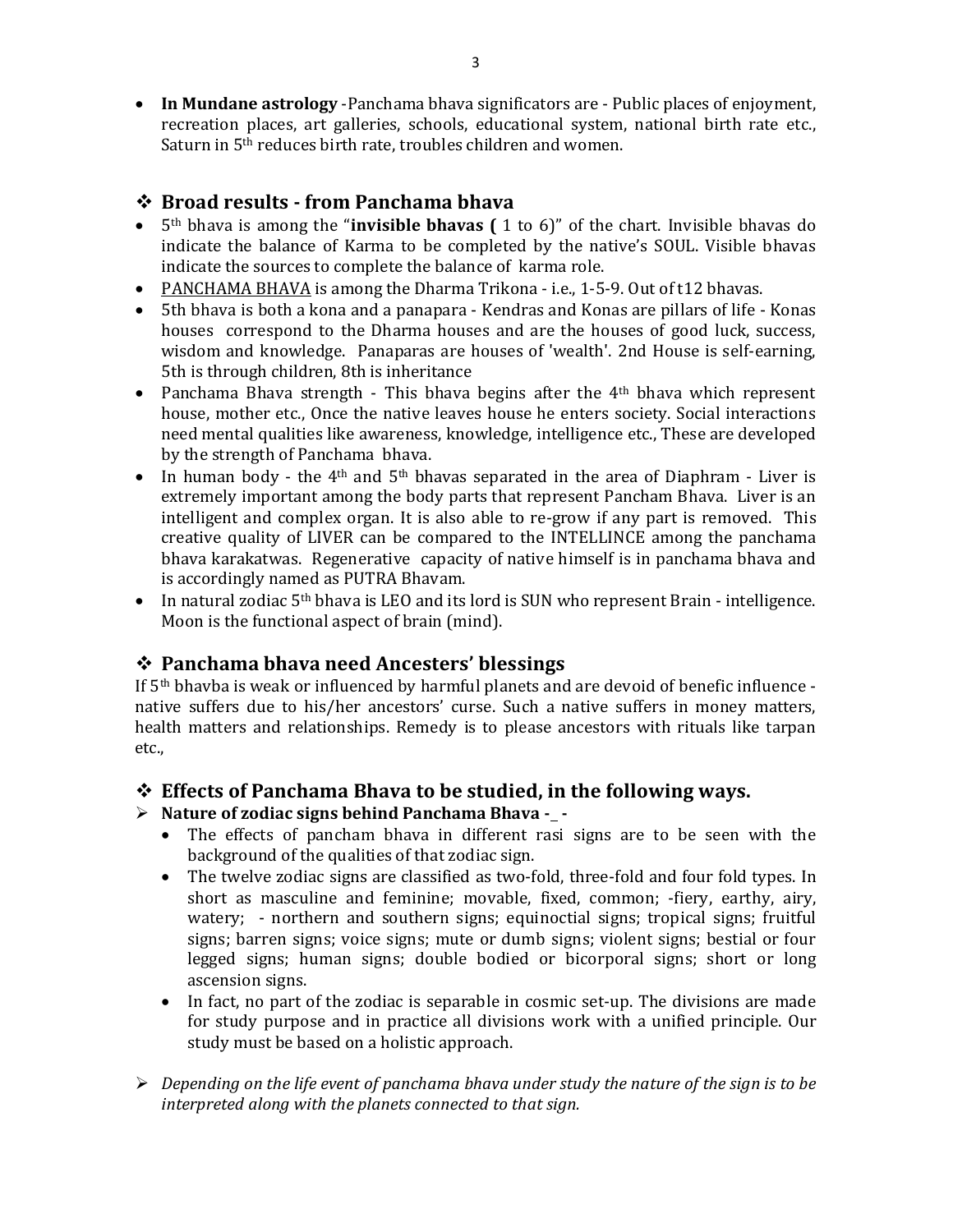- **In Mundane astrology** -Panchama bhava significators are - Public places of enjoyment, recreation places, art galleries, schools, educational system, national birth rate etc., Saturn in 5th reduces birth rate, troubles children and women.

## ❖ Broad results - from Panchama bhava

- 5th bhava is among the "**invisible bhavas (** 1 to 6)" of the chart. Invisible bhavas do indicate the balance of Karma to be completed by the native's SOUL. Visible bhavas indicate the sources to complete the balance of karma role.
- PANCHAMA BHAVA is among the Dharma Trikona - i.e., 1-5-9. Out of t12 bhavas.
- 5th bhava is both a kona and a panapara - Kendras and Konas are pillars of life - Konas houses correspond to the Dharma houses and are the houses of good luck, success, wisdom and knowledge. Panaparas are houses of 'wealth'. 2nd House is self-earning, 5th is through children, 8th is inheritance
- Panchama Bhava strength - This bhava begins after the 4th bhava which represent house, mother etc., Once the native leaves house he enters society. Social interactions need mental qualities like awareness, knowledge, intelligence etc., These are developed by the strength of Panchama bhava.
- In human body - the 4th and 5th bhavas separated in the area of Diaphram - Liver is extremely important among the body parts that represent Pancham Bhava. Liver is an intelligent and complex organ. It is also able to re-grow if any part is removed. This creative quality of LIVER can be compared to the INTELLINCE among the panchama bhava karakatwas. Regenerative capacity of native himself is in panchama bhava and is accordingly named as PUTRA Bhavam.
- In natural zodiac 5th bhava is LEO and its lord is SUN who represent Brain - intelligence. Moon is the functional aspect of brain (mind).

## ❖ Panchama bhava need Ancesters' blessings

If 5th bhavba is weak or influenced by harmful planets and are devoid of benefic influence - native suffers due to his/her ancestors' curse. Such a native suffers in money matters, health matters and relationships. Remedy is to please ancestors with rituals like tarpan etc.,

## ❖ Effects of Panchama Bhava to be studied, in the following ways.

➢ **Nature of zodiac signs behind Panchama Bhava -_ -**

- The effects of pancham bhava in different rasi signs are to be seen with the background of the qualities of that zodiac sign.
- The twelve zodiac signs are classified as two-fold, three-fold and four fold types. In short as masculine and feminine; movable, fixed, common; -fiery, earthy, airy, watery; - northern and southern signs; equinoctial signs; tropical signs; fruitful signs; barren signs; voice signs; mute or dumb signs; violent signs; bestial or four legged signs; human signs; double bodied or bicorporal signs; short or long ascension signs.
- In fact, no part of the zodiac is separable in cosmic set-up. The divisions are made for study purpose and in practice all divisions work with a unified principle. Our study must be based on a holistic approach.

➢ *Depending on the life event of panchama bhava under study the nature of the sign is to be interpreted along with the planets connected to that sign.*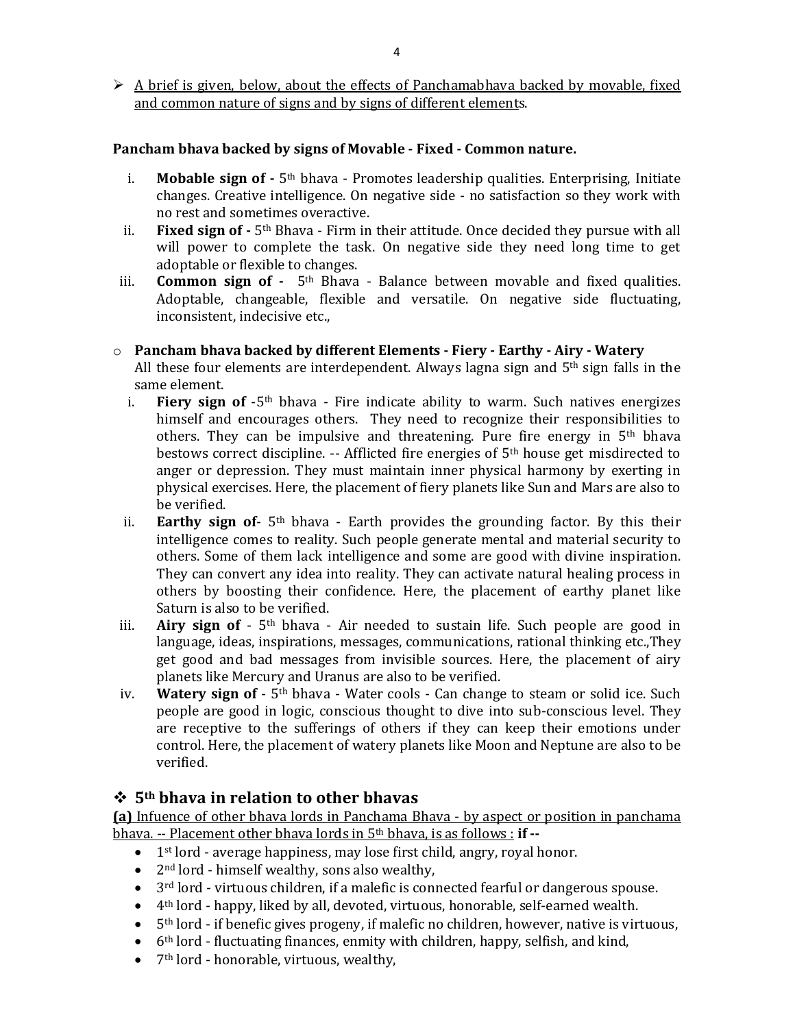- <u>A brief is given, below, about the effects of Panchamabhava backed by movable, fixed and common nature of signs and by signs of different elements</u>.

**Pancham bhava backed by signs of Movable - Fixed - Common nature.**

i. **Mobable sign of -** 5th bhava - Promotes leadership qualities. Enterprising, Initiate changes. Creative intelligence. On negative side - no satisfaction so they work with no rest and sometimes overactive.
ii. **Fixed sign of -** 5th Bhava - Firm in their attitude. Once decided they pursue with all will power to complete the task. On negative side they need long time to get adoptable or flexible to changes.
iii. **Common sign of -** 5th Bhava - Balance between movable and fixed qualities. Adoptable, changeable, flexible and versatile. On negative side fluctuating, inconsistent, indecisive etc.,

- **Pancham bhava backed by different Elements - Fiery - Earthy - Airy - Watery**
  All these four elements are interdependent. Always lagna sign and 5th sign falls in the same element.
  i. **Fiery sign of** -5th bhava - Fire indicate ability to warm. Such natives energizes himself and encourages others. They need to recognize their responsibilities to others. They can be impulsive and threatening. Pure fire energy in 5th bhava bestows correct discipline. -- Afflicted fire energies of 5th house get misdirected to anger or depression. They must maintain inner physical harmony by exerting in physical exercises. Here, the placement of fiery planets like Sun and Mars are also to be verified.
  ii. **Earthy sign of**- 5th bhava - Earth provides the grounding factor. By this their intelligence comes to reality. Such people generate mental and material security to others. Some of them lack intelligence and some are good with divine inspiration. They can convert any idea into reality. They can activate natural healing process in others by boosting their confidence. Here, the placement of earthy planet like Saturn is also to be verified.
  iii. **Airy sign of** - 5th bhava - Air needed to sustain life. Such people are good in language, ideas, inspirations, messages, communications, rational thinking etc.,They get good and bad messages from invisible sources. Here, the placement of airy planets like Mercury and Uranus are also to be verified.
  iv. **Watery sign of** - 5th bhava - Water cools - Can change to steam or solid ice. Such people are good in logic, conscious thought to dive into sub-conscious level. They are receptive to the sufferings of others if they can keep their emotions under control. Here, the placement of watery planets like Moon and Neptune are also to be verified.

## ❖ 5th bhava in relation to other bhavas

<u>**(a)** Infuence of other bhava lords in Panchama Bhava - by aspect or position in panchama bhava. -- Placement other bhava lords in 5th bhava, is as follows :</u> **if --**

- 1st lord - average happiness, may lose first child, angry, royal honor.
- 2nd lord - himself wealthy, sons also wealthy,
- 3rd lord - virtuous children, if a malefic is connected fearful or dangerous spouse.
- 4th lord - happy, liked by all, devoted, virtuous, honorable, self-earned wealth.
- 5th lord - if benefic gives progeny, if malefic no children, however, native is virtuous,
- 6th lord - fluctuating finances, enmity with children, happy, selfish, and kind,
- 7th lord - honorable, virtuous, wealthy,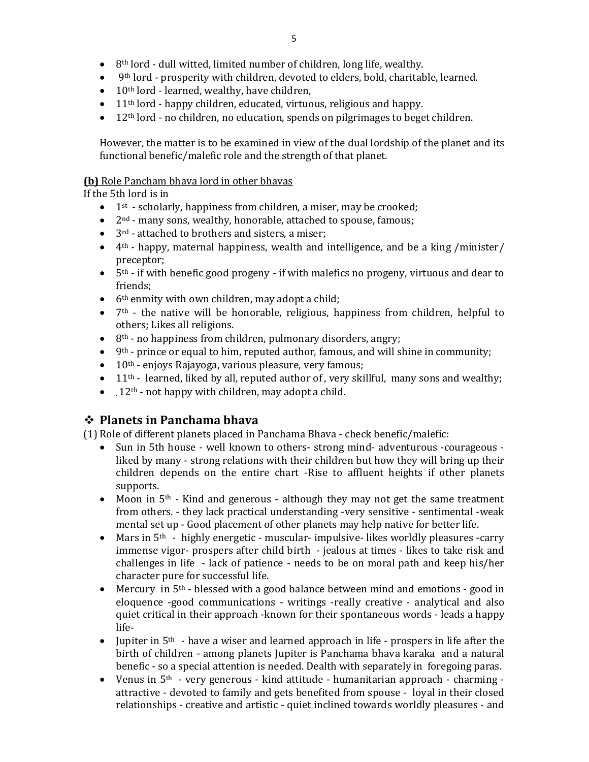- 8th lord - dull witted, limited number of children, long life, wealthy.
- 9th lord - prosperity with children, devoted to elders, bold, charitable, learned.
- 10th lord - learned, wealthy, have children,
- 11th lord - happy children, educated, virtuous, religious and happy.
- 12th lord - no children, no education, spends on pilgrimages to beget children.

However, the matter is to be examined in view of the dual lordship of the planet and its functional benefic/malefic role and the strength of that planet.

**(b)** Role Pancham bhava lord in other bhavas

If the 5th lord is in

- 1st - scholarly, happiness from children, a miser, may be crooked;
- 2nd - many sons, wealthy, honorable, attached to spouse, famous;
- 3rd - attached to brothers and sisters, a miser;
- 4th - happy, maternal happiness, wealth and intelligence, and be a king /minister/ preceptor;
- 5th - if with benefic good progeny - if with malefics no progeny, virtuous and dear to friends;
- 6th enmity with own children, may adopt a child;
- 7th - the native will be honorable, religious, happiness from children, helpful to others; Likes all religions.
- 8th - no happiness from children, pulmonary disorders, angry;
- 9th - prince or equal to him, reputed author, famous, and will shine in community;
- 10th - enjoys Rajayoga, various pleasure, very famous;
- 11th - learned, liked by all, reputed author of , very skillful, many sons and wealthy;
- . 12th - not happy with children, may adopt a child.

## ❖ Planets in Panchama bhava

(1) Role of different planets placed in Panchama Bhava - check benefic/malefic:

- Sun in 5th house - well known to others- strong mind- adventurous -courageous - liked by many - strong relations with their children but how they will bring up their children depends on the entire chart -Rise to affluent heights if other planets supports.
- Moon in 5th - Kind and generous - although they may not get the same treatment from others. - they lack practical understanding -very sensitive - sentimental -weak mental set up - Good placement of other planets may help native for better life.
- Mars in 5th - highly energetic - muscular- impulsive- likes worldly pleasures -carry immense vigor- prospers after child birth - jealous at times - likes to take risk and challenges in life - lack of patience - needs to be on moral path and keep his/her character pure for successful life.
- Mercury in 5th - blessed with a good balance between mind and emotions - good in eloquence -good communications - writings -really creative - analytical and also quiet critical in their approach -known for their spontaneous words - leads a happy life-
- Jupiter in 5th - have a wiser and learned approach in life - prospers in life after the birth of children - among planets Jupiter is Panchama bhava karaka and a natural benefic - so a special attention is needed. Dealth with separately in foregoing paras.
- Venus in 5th - very generous - kind attitude - humanitarian approach - charming - attractive - devoted to family and gets benefited from spouse - loyal in their closed relationships - creative and artistic - quiet inclined towards worldly pleasures - and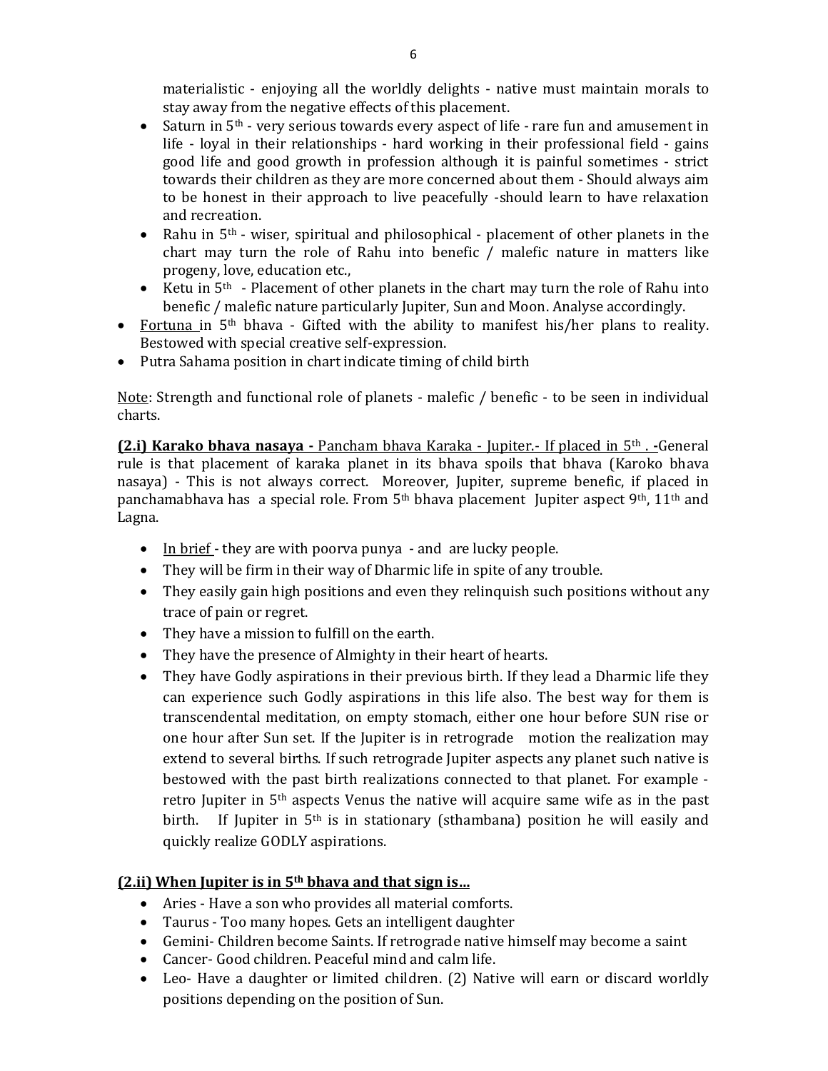materialistic - enjoying all the worldly delights - native must maintain morals to stay away from the negative effects of this placement.

- Saturn in 5th - very serious towards every aspect of life - rare fun and amusement in life - loyal in their relationships - hard working in their professional field - gains good life and good growth in profession although it is painful sometimes - strict towards their children as they are more concerned about them - Should always aim to be honest in their approach to live peacefully -should learn to have relaxation and recreation.
- Rahu in 5th - wiser, spiritual and philosophical - placement of other planets in the chart may turn the role of Rahu into benefic / malefic nature in matters like progeny, love, education etc.,
- Ketu in 5th - Placement of other planets in the chart may turn the role of Rahu into benefic / malefic nature particularly Jupiter, Sun and Moon. Analyse accordingly.

- Fortuna in 5th bhava - Gifted with the ability to manifest his/her plans to reality. Bestowed with special creative self-expression.
- Putra Sahama position in chart indicate timing of child birth

Note: Strength and functional role of planets - malefic / benefic - to be seen in individual charts.

**(2.i) Karako bhava nasaya -** Pancham bhava Karaka - Jupiter.- If placed in 5th . -General rule is that placement of karaka planet in its bhava spoils that bhava (Karoko bhava nasaya) - This is not always correct. Moreover, Jupiter, supreme benefic, if placed in panchamabhava has a special role. From 5th bhava placement Jupiter aspect 9th, 11th and Lagna.

- In brief - they are with poorva punya - and are lucky people.
- They will be firm in their way of Dharmic life in spite of any trouble.
- They easily gain high positions and even they relinquish such positions without any trace of pain or regret.
- They have a mission to fulfill on the earth.
- They have the presence of Almighty in their heart of hearts.
- They have Godly aspirations in their previous birth. If they lead a Dharmic life they can experience such Godly aspirations in this life also. The best way for them is transcendental meditation, on empty stomach, either one hour before SUN rise or one hour after Sun set. If the Jupiter is in retrograde motion the realization may extend to several births. If such retrograde Jupiter aspects any planet such native is bestowed with the past birth realizations connected to that planet. For example - retro Jupiter in 5th aspects Venus the native will acquire same wife as in the past birth. If Jupiter in 5th is in stationary (sthambana) position he will easily and quickly realize GODLY aspirations.

**(2.ii) When Jupiter is in 5th bhava and that sign is…**

- Aries - Have a son who provides all material comforts.
- Taurus - Too many hopes. Gets an intelligent daughter
- Gemini- Children become Saints. If retrograde native himself may become a saint
- Cancer- Good children. Peaceful mind and calm life.
- Leo- Have a daughter or limited children. (2) Native will earn or discard worldly positions depending on the position of Sun.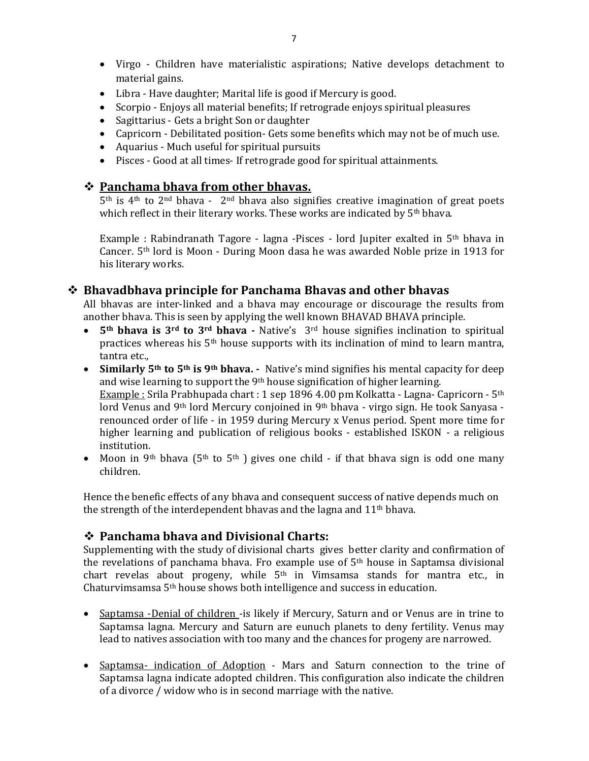- Virgo - Children have materialistic aspirations; Native develops detachment to material gains.
- Libra - Have daughter; Marital life is good if Mercury is good.
- Scorpio - Enjoys all material benefits; If retrograde enjoys spiritual pleasures
- Sagittarius - Gets a bright Son or daughter
- Capricorn - Debilitated position- Gets some benefits which may not be of much use.
- Aquarius - Much useful for spiritual pursuits
- Pisces - Good at all times- If retrograde good for spiritual attainments.

### ❖ <u>Panchama bhava from other bhavas.</u>

5th is 4th to 2nd bhava - 2nd bhava also signifies creative imagination of great poets which reflect in their literary works. These works are indicated by 5th bhava.

Example : Rabindranath Tagore - lagna -Pisces - lord Jupiter exalted in 5th bhava in Cancer. 5th lord is Moon - During Moon dasa he was awarded Noble prize in 1913 for his literary works.

## ❖ Bhavadbhava principle for Panchama Bhavas and other bhavas

All bhavas are inter-linked and a bhava may encourage or discourage the results from another bhava. This is seen by applying the well known BHAVAD BHAVA principle.

- **5th bhava is 3rd to 3rd bhava -** Native's 3rd house signifies inclination to spiritual practices whereas his 5th house supports with its inclination of mind to learn mantra, tantra etc.,
- **Similarly 5th to 5th is 9th bhava. -** Native's mind signifies his mental capacity for deep and wise learning to support the 9th house signification of higher learning.
  <u>Example :</u> Srila Prabhupada chart : 1 sep 1896 4.00 pm Kolkatta - Lagna- Capricorn - 5th lord Venus and 9th lord Mercury conjoined in 9th bhava - virgo sign. He took Sanyasa - renounced order of life - in 1959 during Mercury x Venus period. Spent more time for higher learning and publication of religious books - established ISKON - a religious institution.
- Moon in 9th bhava (5th to 5th ) gives one child - if that bhava sign is odd one many children.

Hence the benefic effects of any bhava and consequent success of native depends much on the strength of the interdependent bhavas and the lagna and 11th bhava.

## ❖ Panchama bhava and Divisional Charts:

Supplementing with the study of divisional charts gives better clarity and confirmation of the revelations of panchama bhava. Fro example use of 5th house in Saptamsa divisional chart revelas about progeny, while 5th in Vimsamsa stands for mantra etc., in Chaturvimsamsa 5th house shows both intelligence and success in education.

- <u>Saptamsa -Denial of children</u> -is likely if Mercury, Saturn and or Venus are in trine to Saptamsa lagna. Mercury and Saturn are eunuch planets to deny fertility. Venus may lead to natives association with too many and the chances for progeny are narrowed.

- <u>Saptamsa- indication of Adoption</u> - Mars and Saturn connection to the trine of Saptamsa lagna indicate adopted children. This configuration also indicate the children of a divorce / widow who is in second marriage with the native.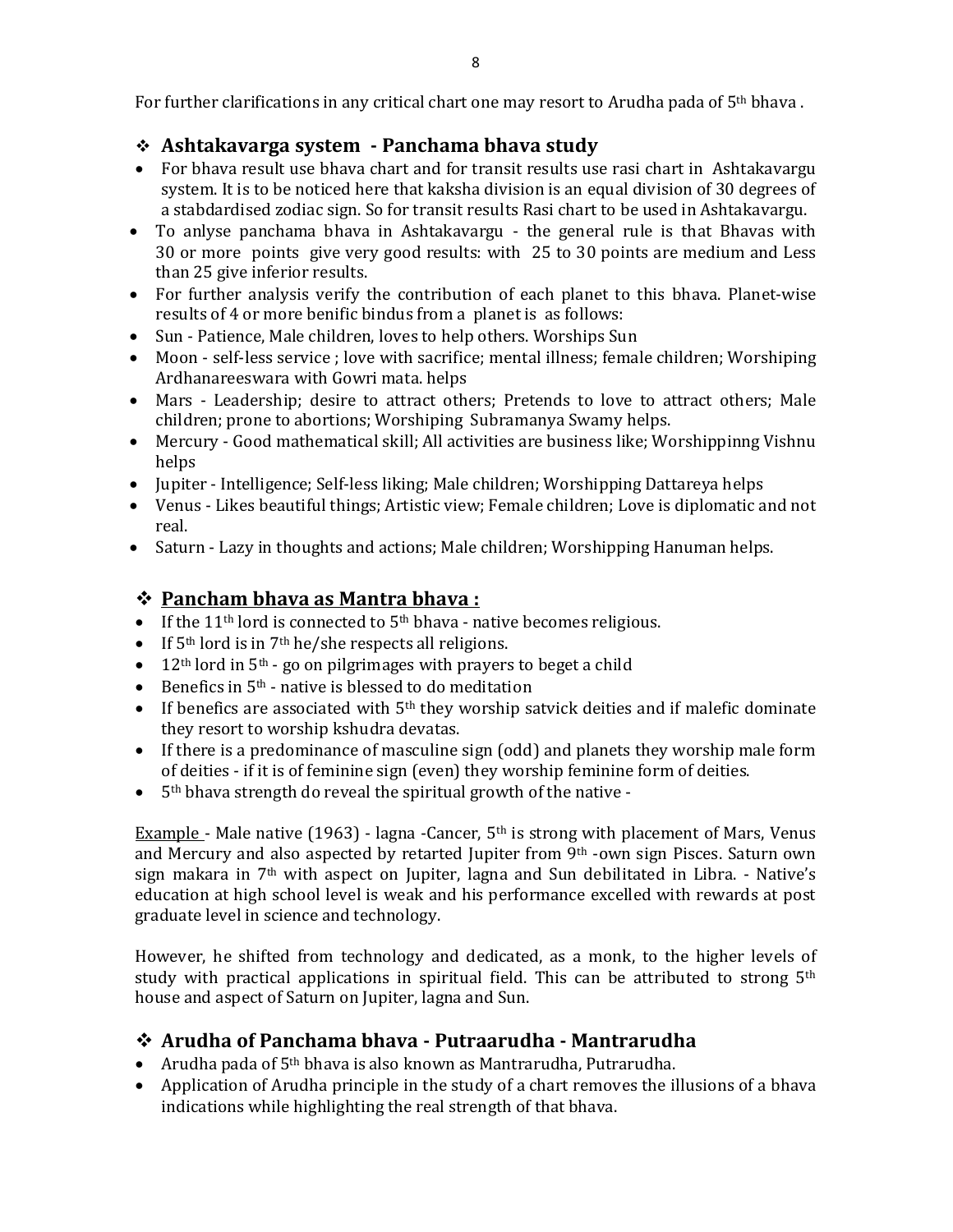For further clarifications in any critical chart one may resort to Arudha pada of 5th bhava .

### ❖ Ashtakavarga system - Panchama bhava study

- For bhava result use bhava chart and for transit results use rasi chart in Ashtakavargu system. It is to be noticed here that kaksha division is an equal division of 30 degrees of a stabdardised zodiac sign. So for transit results Rasi chart to be used in Ashtakavargu.
- To anlyse panchama bhava in Ashtakavargu - the general rule is that Bhavas with 30 or more points give very good results: with 25 to 30 points are medium and Less than 25 give inferior results.
- For further analysis verify the contribution of each planet to this bhava. Planet-wise results of 4 or more benific bindus from a planet is as follows:
- Sun - Patience, Male children, loves to help others. Worships Sun
- Moon - self-less service ; love with sacrifice; mental illness; female children; Worshiping Ardhanareeswara with Gowri mata. helps
- Mars - Leadership; desire to attract others; Pretends to love to attract others; Male children; prone to abortions; Worshiping Subramanya Swamy helps.
- Mercury - Good mathematical skill; All activities are business like; Worshippinng Vishnu helps
- Jupiter - Intelligence; Self-less liking; Male children; Worshipping Dattareya helps
- Venus - Likes beautiful things; Artistic view; Female children; Love is diplomatic and not real.
- Saturn - Lazy in thoughts and actions; Male children; Worshipping Hanuman helps.

### ❖ Pancham bhava as Mantra bhava :

- If the 11th lord is connected to 5th bhava - native becomes religious.
- If 5th lord is in 7th he/she respects all religions.
- 12th lord in 5th - go on pilgrimages with prayers to beget a child
- Benefics in 5th - native is blessed to do meditation
- If benefics are associated with 5th they worship satvick deities and if malefic dominate they resort to worship kshudra devatas.
- If there is a predominance of masculine sign (odd) and planets they worship male form of deities - if it is of feminine sign (even) they worship feminine form of deities.
- 5th bhava strength do reveal the spiritual growth of the native -

Example - Male native (1963) - lagna -Cancer, 5th is strong with placement of Mars, Venus and Mercury and also aspected by retarted Jupiter from 9th -own sign Pisces. Saturn own sign makara in 7th with aspect on Jupiter, lagna and Sun debilitated in Libra. - Native's education at high school level is weak and his performance excelled with rewards at post graduate level in science and technology.

However, he shifted from technology and dedicated, as a monk, to the higher levels of study with practical applications in spiritual field. This can be attributed to strong 5th house and aspect of Saturn on Jupiter, lagna and Sun.

### ❖ Arudha of Panchama bhava - Putraarudha - Mantrarudha

- Arudha pada of 5th bhava is also known as Mantrarudha, Putrarudha.
- Application of Arudha principle in the study of a chart removes the illusions of a bhava indications while highlighting the real strength of that bhava.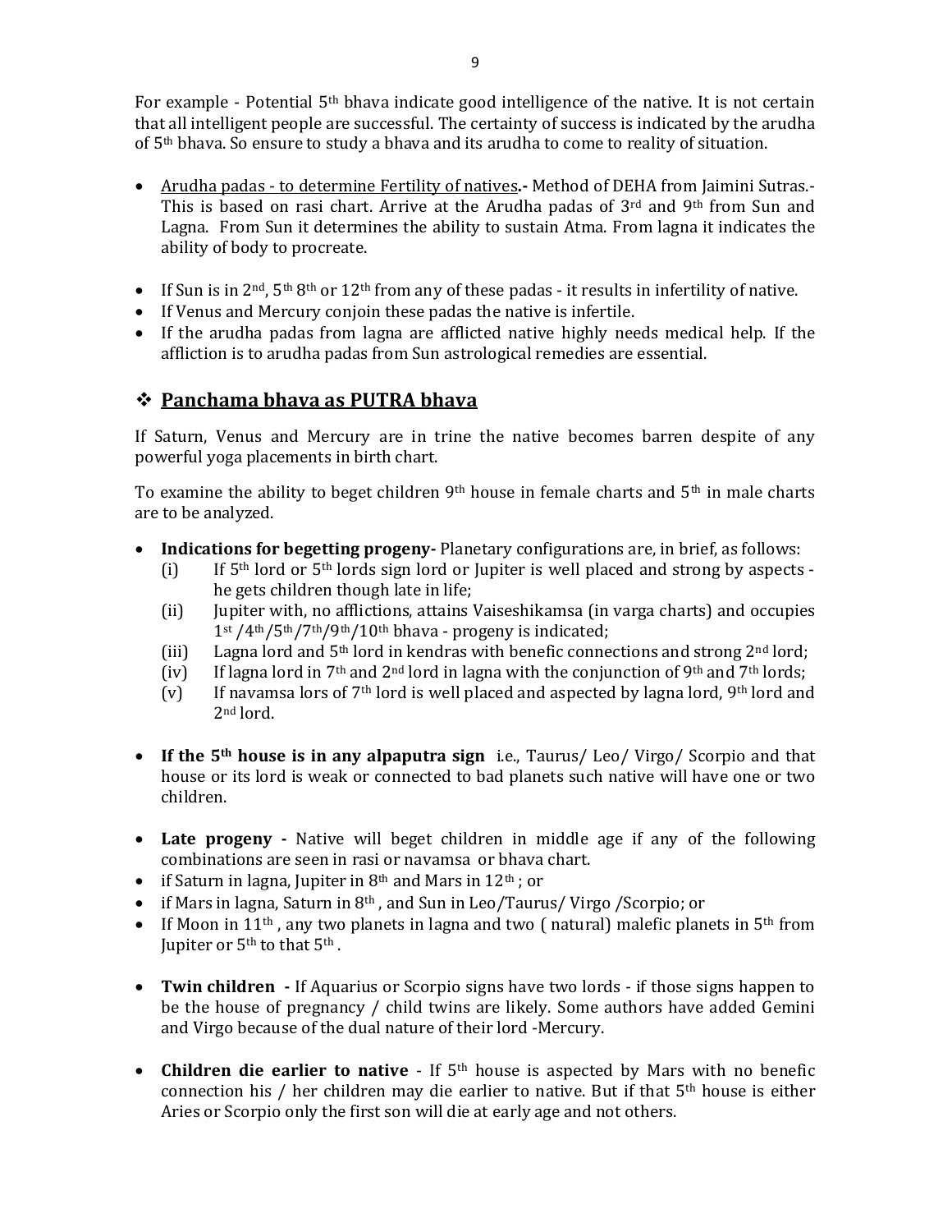For example - Potential 5th bhava indicate good intelligence of the native. It is not certain that all intelligent people are successful. The certainty of success is indicated by the arudha of 5th bhava. So ensure to study a bhava and its arudha to come to reality of situation.

- Arudha padas - to determine Fertility of natives.- Method of DEHA from Jaimini Sutras.- This is based on rasi chart. Arrive at the Arudha padas of 3rd and 9th from Sun and Lagna. From Sun it determines the ability to sustain Atma. From lagna it indicates the ability of body to procreate.

- If Sun is in 2nd, 5th 8th or 12th from any of these padas - it results in infertility of native.
- If Venus and Mercury conjoin these padas the native is infertile.
- If the arudha padas from lagna are afflicted native highly needs medical help. If the affliction is to arudha padas from Sun astrological remedies are essential.

## ❖ Panchama bhava as PUTRA bhava

If Saturn, Venus and Mercury are in trine the native becomes barren despite of any powerful yoga placements in birth chart.

To examine the ability to beget children 9th house in female charts and 5th in male charts are to be analyzed.

- **Indications for begetting progeny-** Planetary configurations are, in brief, as follows:
  - (i) If 5th lord or 5th lords sign lord or Jupiter is well placed and strong by aspects - he gets children though late in life;
  - (ii) Jupiter with, no afflictions, attains Vaiseshikamsa (in varga charts) and occupies 1st /4th/5th/7th/9th/10th bhava - progeny is indicated;
  - (iii) Lagna lord and 5th lord in kendras with benefic connections and strong 2nd lord;
  - (iv) If lagna lord in 7th and 2nd lord in lagna with the conjunction of 9th and 7th lords;
  - (v) If navamsa lors of 7th lord is well placed and aspected by lagna lord, 9th lord and 2nd lord.

- **If the 5th house is in any alpaputra sign** i.e., Taurus/ Leo/ Virgo/ Scorpio and that house or its lord is weak or connected to bad planets such native will have one or two children.

- **Late progeny -** Native will beget children in middle age if any of the following combinations are seen in rasi or navamsa or bhava chart.
- if Saturn in lagna, Jupiter in 8th and Mars in 12th ; or
- if Mars in lagna, Saturn in 8th , and Sun in Leo/Taurus/ Virgo /Scorpio; or
- If Moon in 11th , any two planets in lagna and two ( natural) malefic planets in 5th from Jupiter or 5th to that 5th .

- **Twin children -** If Aquarius or Scorpio signs have two lords - if those signs happen to be the house of pregnancy / child twins are likely. Some authors have added Gemini and Virgo because of the dual nature of their lord -Mercury.

- **Children die earlier to native** - If 5th house is aspected by Mars with no benefic connection his / her children may die earlier to native. But if that 5th house is either Aries or Scorpio only the first son will die at early age and not others.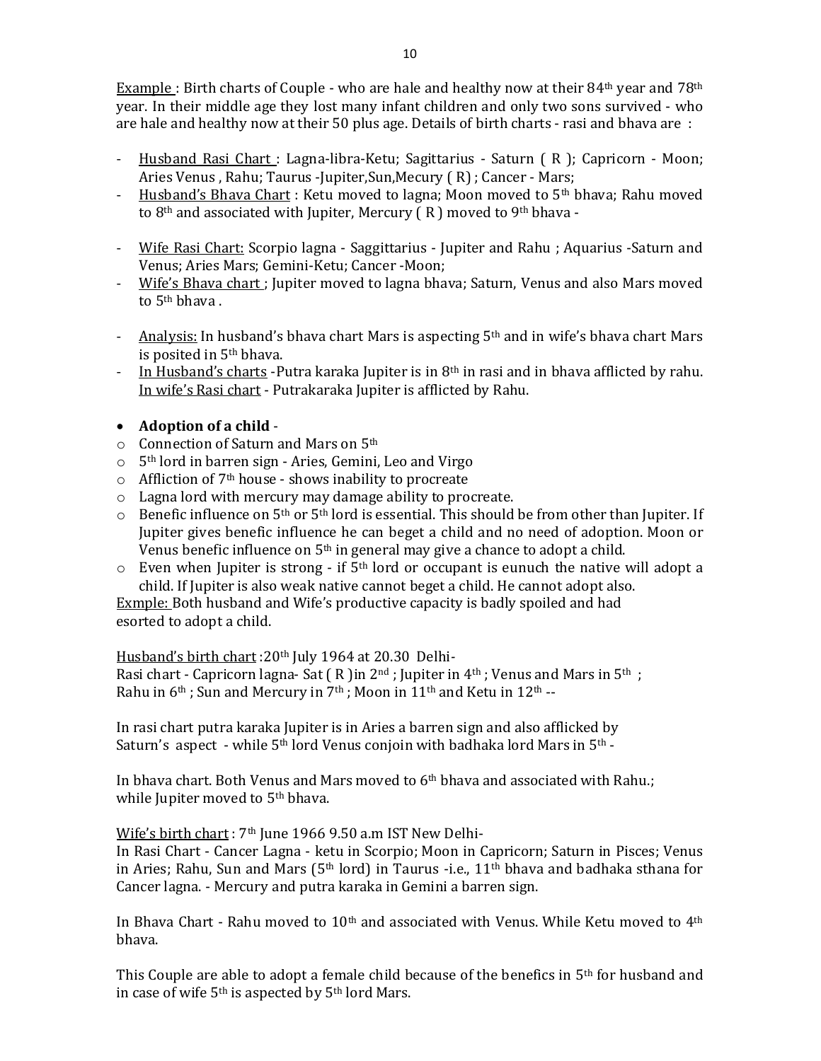Example : Birth charts of Couple - who are hale and healthy now at their 84th year and 78th year. In their middle age they lost many infant children and only two sons survived - who are hale and healthy now at their 50 plus age. Details of birth charts - rasi and bhava are :

- Husband Rasi Chart : Lagna-libra-Ketu; Sagittarius - Saturn ( R ); Capricorn - Moon; Aries Venus , Rahu; Taurus -Jupiter,Sun,Mecury ( R) ; Cancer - Mars;
- Husband's Bhava Chart : Ketu moved to lagna; Moon moved to 5th bhava; Rahu moved to 8th and associated with Jupiter, Mercury ( R ) moved to 9th bhava -

- Wife Rasi Chart: Scorpio lagna - Saggittarius - Jupiter and Rahu ; Aquarius -Saturn and Venus; Aries Mars; Gemini-Ketu; Cancer -Moon;
- Wife's Bhava chart ; Jupiter moved to lagna bhava; Saturn, Venus and also Mars moved to 5th bhava .

- Analysis: In husband's bhava chart Mars is aspecting 5th and in wife's bhava chart Mars is posited in 5th bhava.
- In Husband's charts -Putra karaka Jupiter is in 8th in rasi and in bhava afflicted by rahu. In wife's Rasi chart - Putrakaraka Jupiter is afflicted by Rahu.

- **Adoption of a child** -
  - Connection of Saturn and Mars on 5th
  - 5th lord in barren sign - Aries, Gemini, Leo and Virgo
  - Affliction of 7th house - shows inability to procreate
  - Lagna lord with mercury may damage ability to procreate.
  - Benefic influence on 5th or 5th lord is essential. This should be from other than Jupiter. If Jupiter gives benefic influence he can beget a child and no need of adoption. Moon or Venus benefic influence on 5th in general may give a chance to adopt a child.
  - Even when Jupiter is strong - if 5th lord or occupant is eunuch the native will adopt a child. If Jupiter is also weak native cannot beget a child. He cannot adopt also.

Exmple: Both husband and Wife's productive capacity is badly spoiled and had esorted to adopt a child.

Husband's birth chart :20th July 1964 at 20.30 Delhi-
Rasi chart - Capricorn lagna- Sat ( R )in 2nd ; Jupiter in 4th ; Venus and Mars in 5th ; Rahu in 6th ; Sun and Mercury in 7th ; Moon in 11th and Ketu in 12th --

In rasi chart putra karaka Jupiter is in Aries a barren sign and also afflicked by Saturn's aspect - while 5th lord Venus conjoin with badhaka lord Mars in 5th -

In bhava chart. Both Venus and Mars moved to 6th bhava and associated with Rahu.; while Jupiter moved to 5th bhava.

Wife's birth chart : 7th June 1966 9.50 a.m IST New Delhi-
In Rasi Chart - Cancer Lagna - ketu in Scorpio; Moon in Capricorn; Saturn in Pisces; Venus in Aries; Rahu, Sun and Mars (5th lord) in Taurus -i.e., 11th bhava and badhaka sthana for Cancer lagna. - Mercury and putra karaka in Gemini a barren sign.

In Bhava Chart - Rahu moved to 10th and associated with Venus. While Ketu moved to 4th bhava.

This Couple are able to adopt a female child because of the benefics in 5th for husband and in case of wife 5th is aspected by 5th lord Mars.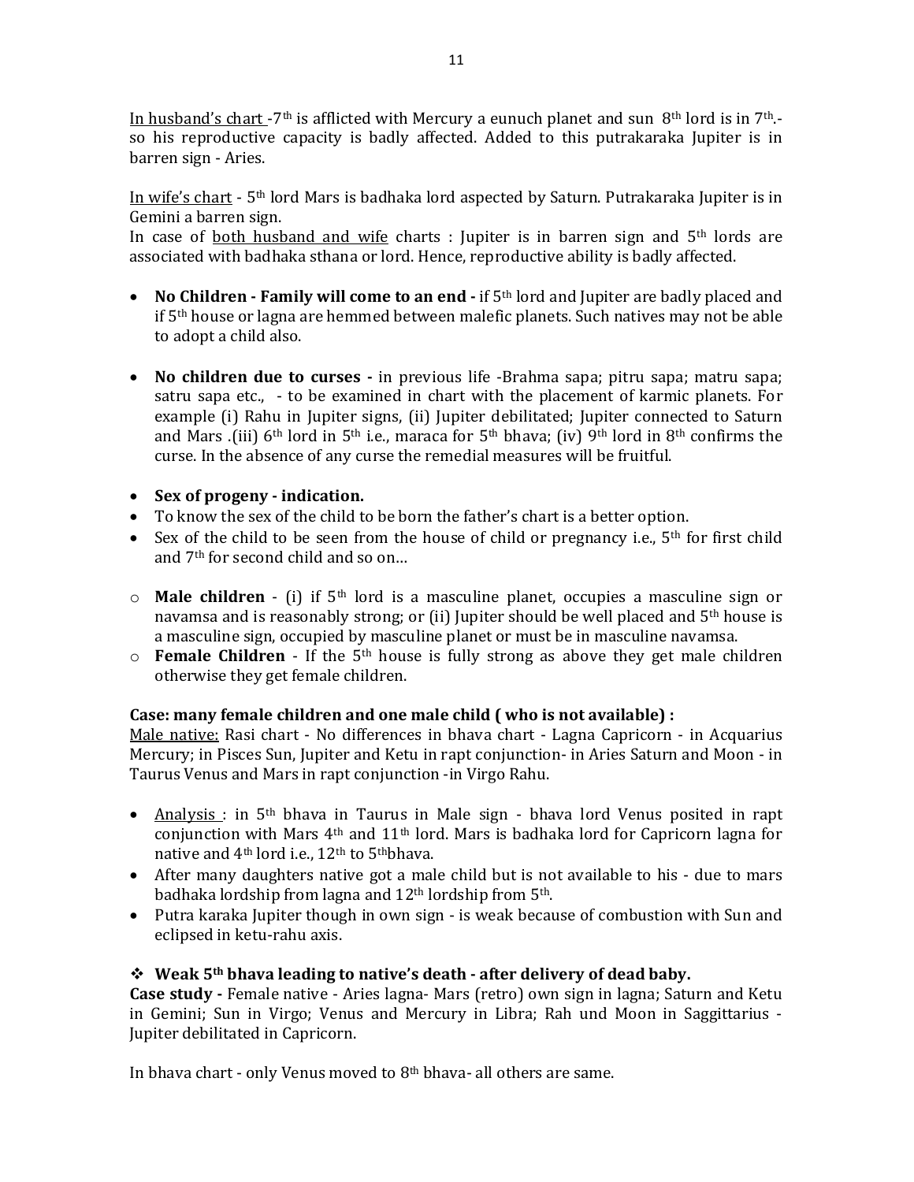<u>In husband's chart</u> -7th is afflicted with Mercury a eunuch planet and sun 8th lord is in 7th.- so his reproductive capacity is badly affected. Added to this putrakaraka Jupiter is in barren sign - Aries.

<u>In wife's chart</u> - 5th lord Mars is badhaka lord aspected by Saturn. Putrakaraka Jupiter is in Gemini a barren sign.
In case of <u>both husband and wife</u> charts : Jupiter is in barren sign and 5th lords are associated with badhaka sthana or lord. Hence, reproductive ability is badly affected.

- **No Children - Family will come to an end -** if 5th lord and Jupiter are badly placed and if 5th house or lagna are hemmed between malefic planets. Such natives may not be able to adopt a child also.

- **No children due to curses -** in previous life -Brahma sapa; pitru sapa; matru sapa; satru sapa etc., - to be examined in chart with the placement of karmic planets. For example (i) Rahu in Jupiter signs, (ii) Jupiter debilitated; Jupiter connected to Saturn and Mars .(iii) 6th lord in 5th i.e., maraca for 5th bhava; (iv) 9th lord in 8th confirms the curse. In the absence of any curse the remedial measures will be fruitful.

- **Sex of progeny - indication.**
- To know the sex of the child to be born the father's chart is a better option.
- Sex of the child to be seen from the house of child or pregnancy i.e., 5th for first child and 7th for second child and so on…

  - **Male children** - (i) if 5th lord is a masculine planet, occupies a masculine sign or navamsa and is reasonably strong; or (ii) Jupiter should be well placed and 5th house is a masculine sign, occupied by masculine planet or must be in masculine navamsa.
  - **Female Children** - If the 5th house is fully strong as above they get male children otherwise they get female children.

**Case: many female children and one male child ( who is not available) :**
<u>Male native:</u> Rasi chart - No differences in bhava chart - Lagna Capricorn - in Acquarius Mercury; in Pisces Sun, Jupiter and Ketu in rapt conjunction- in Aries Saturn and Moon - in Taurus Venus and Mars in rapt conjunction -in Virgo Rahu.

- <u>Analysis</u> : in 5th bhava in Taurus in Male sign - bhava lord Venus posited in rapt conjunction with Mars 4th and 11th lord. Mars is badhaka lord for Capricorn lagna for native and 4th lord i.e., 12th to 5thbhava.
- After many daughters native got a male child but is not available to his - due to mars badhaka lordship from lagna and 12th lordship from 5th.
- Putra karaka Jupiter though in own sign - is weak because of combustion with Sun and eclipsed in ketu-rahu axis.

❖ **Weak 5th bhava leading to native's death - after delivery of dead baby.**
**Case study -** Female native - Aries lagna- Mars (retro) own sign in lagna; Saturn and Ketu in Gemini; Sun in Virgo; Venus and Mercury in Libra; Rah und Moon in Saggittarius - Jupiter debilitated in Capricorn.

In bhava chart - only Venus moved to 8th bhava- all others are same.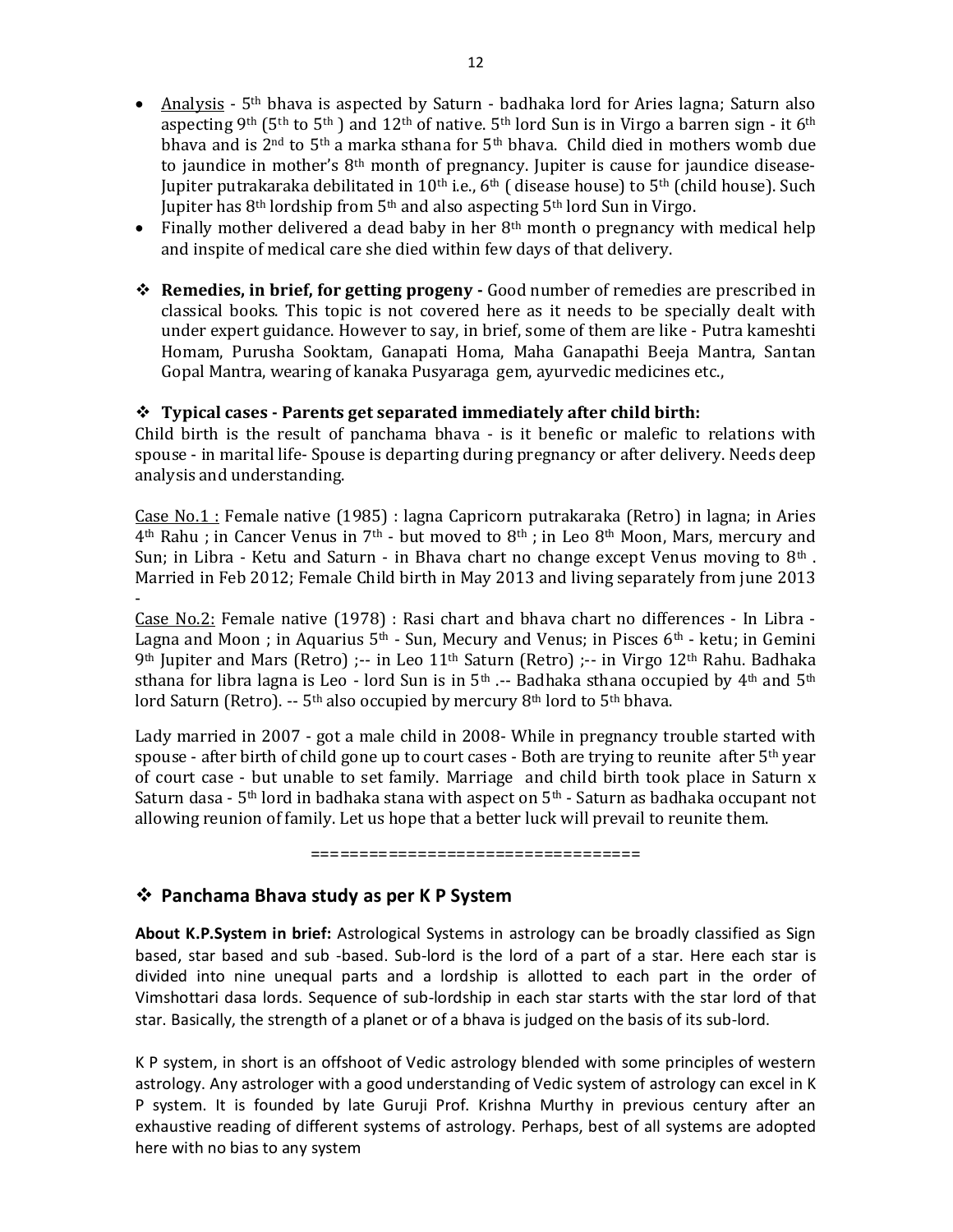- Analysis - 5th bhava is aspected by Saturn - badhaka lord for Aries lagna; Saturn also aspecting 9th (5th to 5th ) and 12th of native. 5th lord Sun is in Virgo a barren sign - it 6th bhava and is 2nd to 5th a marka sthana for 5th bhava. Child died in mothers womb due to jaundice in mother's 8th month of pregnancy. Jupiter is cause for jaundice disease- Jupiter putrakaraka debilitated in 10th i.e., 6th ( disease house) to 5th (child house). Such Jupiter has 8th lordship from 5th and also aspecting 5th lord Sun in Virgo.
- Finally mother delivered a dead baby in her 8th month o pregnancy with medical help and inspite of medical care she died within few days of that delivery.

❖ **Remedies, in brief, for getting progeny -** Good number of remedies are prescribed in classical books. This topic is not covered here as it needs to be specially dealt with under expert guidance. However to say, in brief, some of them are like - Putra kameshti Homam, Purusha Sooktam, Ganapati Homa, Maha Ganapathi Beeja Mantra, Santan Gopal Mantra, wearing of kanaka Pusyaraga gem, ayurvedic medicines etc.,

❖ **Typical cases - Parents get separated immediately after child birth:**

Child birth is the result of panchama bhava - is it benefic or malefic to relations with spouse - in marital life- Spouse is departing during pregnancy or after delivery. Needs deep analysis and understanding.

Case No.1 : Female native (1985) : lagna Capricorn putrakaraka (Retro) in lagna; in Aries 4th Rahu ; in Cancer Venus in 7th - but moved to 8th ; in Leo 8th Moon, Mars, mercury and Sun; in Libra - Ketu and Saturn - in Bhava chart no change except Venus moving to 8th . Married in Feb 2012; Female Child birth in May 2013 and living separately from june 2013 -

Case No.2: Female native (1978) : Rasi chart and bhava chart no differences - In Libra - Lagna and Moon ; in Aquarius 5th - Sun, Mecury and Venus; in Pisces 6th - ketu; in Gemini 9th Jupiter and Mars (Retro) ;-- in Leo 11th Saturn (Retro) ;-- in Virgo 12th Rahu. Badhaka sthana for libra lagna is Leo - lord Sun is in 5th .-- Badhaka sthana occupied by 4th and 5th lord Saturn (Retro). -- 5th also occupied by mercury 8th lord to 5th bhava.

Lady married in 2007 - got a male child in 2008- While in pregnancy trouble started with spouse - after birth of child gone up to court cases - Both are trying to reunite after 5th year of court case - but unable to set family. Marriage and child birth took place in Saturn x Saturn dasa - 5th lord in badhaka stana with aspect on 5th - Saturn as badhaka occupant not allowing reunion of family. Let us hope that a better luck will prevail to reunite them.

==================================

## ❖ Panchama Bhava study as per K P System

**About K.P.System in brief:** Astrological Systems in astrology can be broadly classified as Sign based, star based and sub -based. Sub-lord is the lord of a part of a star. Here each star is divided into nine unequal parts and a lordship is allotted to each part in the order of Vimshottari dasa lords. Sequence of sub-lordship in each star starts with the star lord of that star. Basically, the strength of a planet or of a bhava is judged on the basis of its sub-lord.

K P system, in short is an offshoot of Vedic astrology blended with some principles of western astrology. Any astrologer with a good understanding of Vedic system of astrology can excel in K P system. It is founded by late Guruji Prof. Krishna Murthy in previous century after an exhaustive reading of different systems of astrology. Perhaps, best of all systems are adopted here with no bias to any system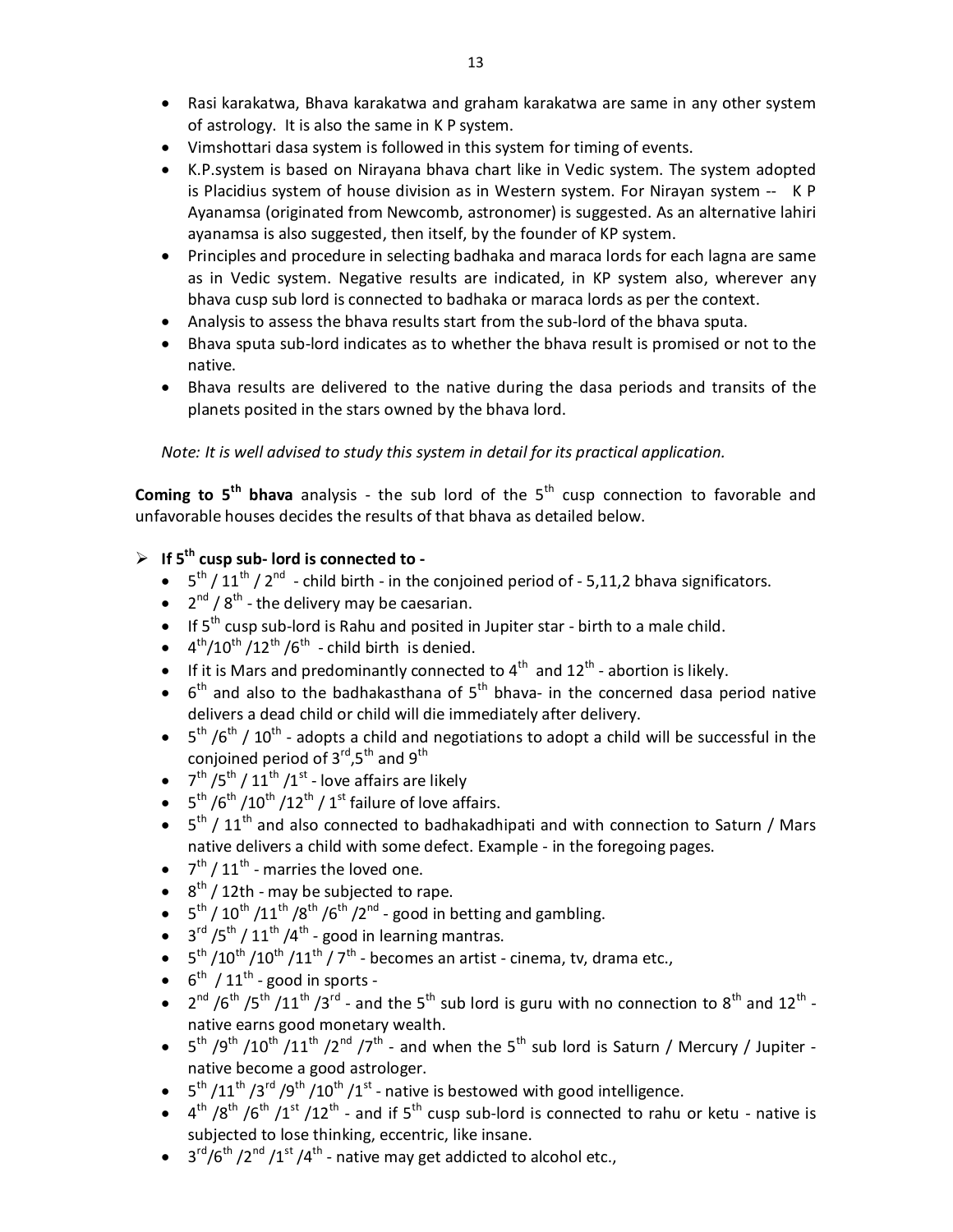- Rasi karakatwa, Bhava karakatwa and graham karakatwa are same in any other system of astrology. It is also the same in K P system.
- Vimshottari dasa system is followed in this system for timing of events.
- K.P.system is based on Nirayana bhava chart like in Vedic system. The system adopted is Placidius system of house division as in Western system. For Nirayan system -- K P Ayanamsa (originated from Newcomb, astronomer) is suggested. As an alternative lahiri ayanamsa is also suggested, then itself, by the founder of KP system.
- Principles and procedure in selecting badhaka and maraca lords for each lagna are same as in Vedic system. Negative results are indicated, in KP system also, wherever any bhava cusp sub lord is connected to badhaka or maraca lords as per the context.
- Analysis to assess the bhava results start from the sub-lord of the bhava sputa.
- Bhava sputa sub-lord indicates as to whether the bhava result is promised or not to the native.
- Bhava results are delivered to the native during the dasa periods and transits of the planets posited in the stars owned by the bhava lord.

*Note: It is well advised to study this system in detail for its practical application.*

**Coming to 5th bhava** analysis - the sub lord of the 5th cusp connection to favorable and unfavorable houses decides the results of that bhava as detailed below.

- **If 5th cusp sub- lord is connected to -**
  - 5th / 11th / 2nd - child birth - in the conjoined period of - 5,11,2 bhava significators.
  - 2nd / 8th - the delivery may be caesarian.
  - If 5th cusp sub-lord is Rahu and posited in Jupiter star - birth to a male child.
  - 4th/10th /12th /6th - child birth is denied.
  - If it is Mars and predominantly connected to 4th and 12th - abortion is likely.
  - 6th and also to the badhakasthana of 5th bhava- in the concerned dasa period native delivers a dead child or child will die immediately after delivery.
  - 5th /6th / 10th - adopts a child and negotiations to adopt a child will be successful in the conjoined period of 3rd,5th and 9th
  - 7th /5th / 11th /1st - love affairs are likely
  - 5th /6th /10th /12th / 1st failure of love affairs.
  - 5th / 11th and also connected to badhakadhipati and with connection to Saturn / Mars native delivers a child with some defect. Example - in the foregoing pages.
  - 7th / 11th - marries the loved one.
  - 8th / 12th - may be subjected to rape.
  - 5th / 10th /11th /8th /6th /2nd - good in betting and gambling.
  - 3rd /5th / 11th /4th - good in learning mantras.
  - 5th /10th /10th /11th / 7th - becomes an artist - cinema, tv, drama etc.,
  - 6th / 11th - good in sports -
  - 2nd /6th /5th /11th /3rd - and the 5th sub lord is guru with no connection to 8th and 12th - native earns good monetary wealth.
  - 5th /9th /10th /11th /2nd /7th - and when the 5th sub lord is Saturn / Mercury / Jupiter - native become a good astrologer.
  - 5th /11th /3rd /9th /10th /1st - native is bestowed with good intelligence.
  - 4th /8th /6th /1st /12th - and if 5th cusp sub-lord is connected to rahu or ketu - native is subjected to lose thinking, eccentric, like insane.
  - 3rd/6th /2nd /1st /4th - native may get addicted to alcohol etc.,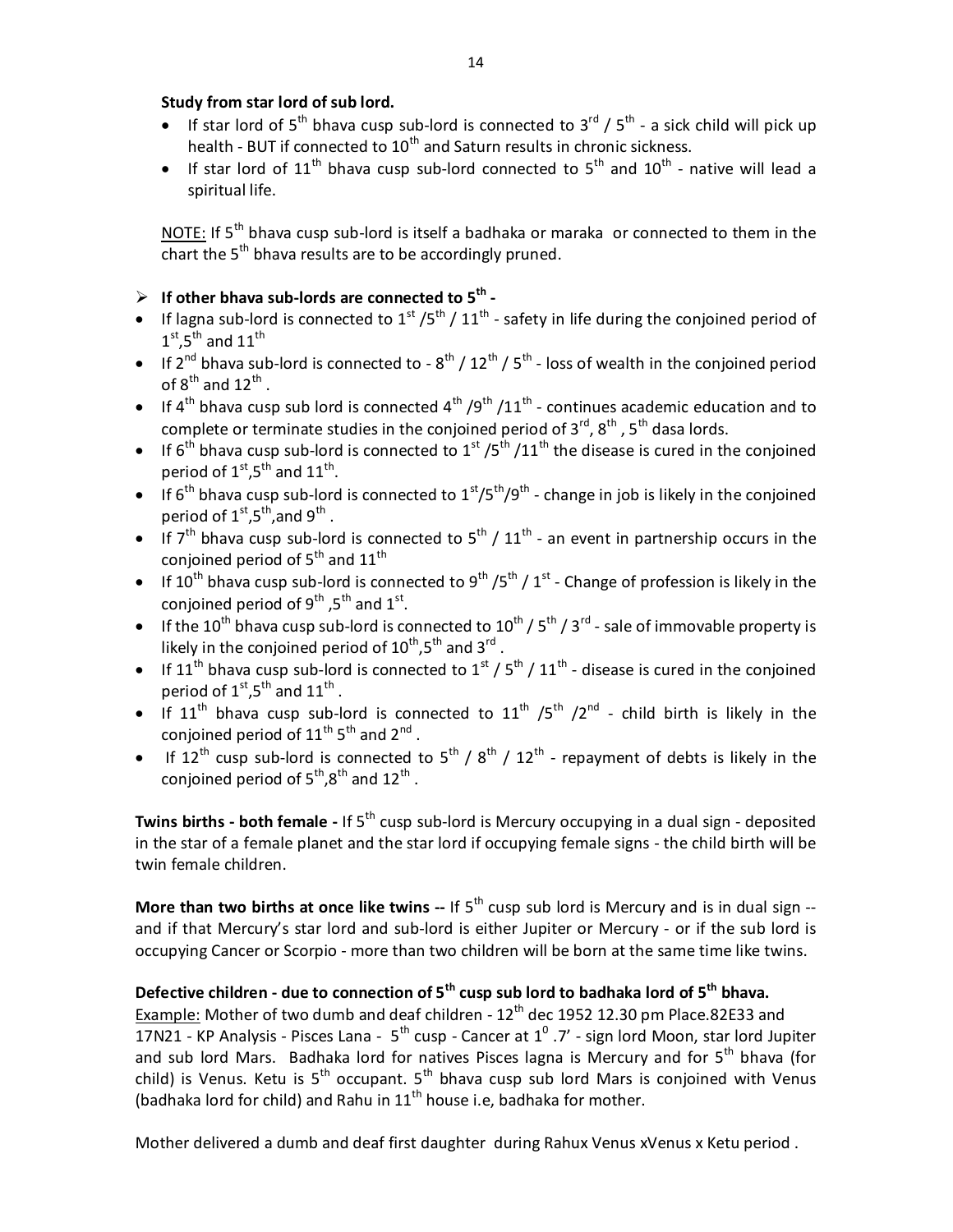**Study from star lord of sub lord.**

- If star lord of 5th bhava cusp sub-lord is connected to 3rd / 5th - a sick child will pick up health - BUT if connected to 10th and Saturn results in chronic sickness.
- If star lord of 11th bhava cusp sub-lord connected to 5th and 10th - native will lead a spiritual life.

NOTE: If 5th bhava cusp sub-lord is itself a badhaka or maraka or connected to them in the chart the 5th bhava results are to be accordingly pruned.

- **If other bhava sub-lords are connected to 5th -**

- If lagna sub-lord is connected to 1st /5th / 11th - safety in life during the conjoined period of 1st,5th and 11th
- If 2nd bhava sub-lord is connected to - 8th / 12th / 5th - loss of wealth in the conjoined period of 8th and 12th .
- If 4th bhava cusp sub lord is connected 4th /9th /11th - continues academic education and to complete or terminate studies in the conjoined period of 3rd, 8th , 5th dasa lords.
- If 6th bhava cusp sub-lord is connected to 1st /5th /11th the disease is cured in the conjoined period of 1st,5th and 11th.
- If 6th bhava cusp sub-lord is connected to 1st/5th/9th - change in job is likely in the conjoined period of 1st,5th,and 9th .
- If 7th bhava cusp sub-lord is connected to 5th / 11th - an event in partnership occurs in the conjoined period of 5th and 11th
- If 10th bhava cusp sub-lord is connected to 9th /5th / 1st - Change of profession is likely in the conjoined period of 9th ,5th and 1st.
- If the 10th bhava cusp sub-lord is connected to 10th / 5th / 3rd - sale of immovable property is likely in the conjoined period of 10th,5th and 3rd .
- If 11th bhava cusp sub-lord is connected to 1st / 5th / 11th - disease is cured in the conjoined period of 1st,5th and 11th .
- If 11th bhava cusp sub-lord is connected to 11th /5th /2nd - child birth is likely in the conjoined period of 11th 5th and 2nd .
- If 12th cusp sub-lord is connected to 5th / 8th / 12th - repayment of debts is likely in the conjoined period of 5th,8th and 12th .

**Twins births - both female -** If 5th cusp sub-lord is Mercury occupying in a dual sign - deposited in the star of a female planet and the star lord if occupying female signs - the child birth will be twin female children.

**More than two births at once like twins --** If 5th cusp sub lord is Mercury and is in dual sign -- and if that Mercury's star lord and sub-lord is either Jupiter or Mercury - or if the sub lord is occupying Cancer or Scorpio - more than two children will be born at the same time like twins.

**Defective children - due to connection of 5th cusp sub lord to badhaka lord of 5th bhava.**

Example: Mother of two dumb and deaf children - 12th dec 1952 12.30 pm Place.82E33 and 17N21 - KP Analysis - Pisces Lana - 5th cusp - Cancer at $1^0$ .7' - sign lord Moon, star lord Jupiter and sub lord Mars. Badhaka lord for natives Pisces lagna is Mercury and for 5th bhava (for child) is Venus. Ketu is 5th occupant. 5th bhava cusp sub lord Mars is conjoined with Venus (badhaka lord for child) and Rahu in 11th house i.e, badhaka for mother.

Mother delivered a dumb and deaf first daughter during Rahux Venus xVenus x Ketu period .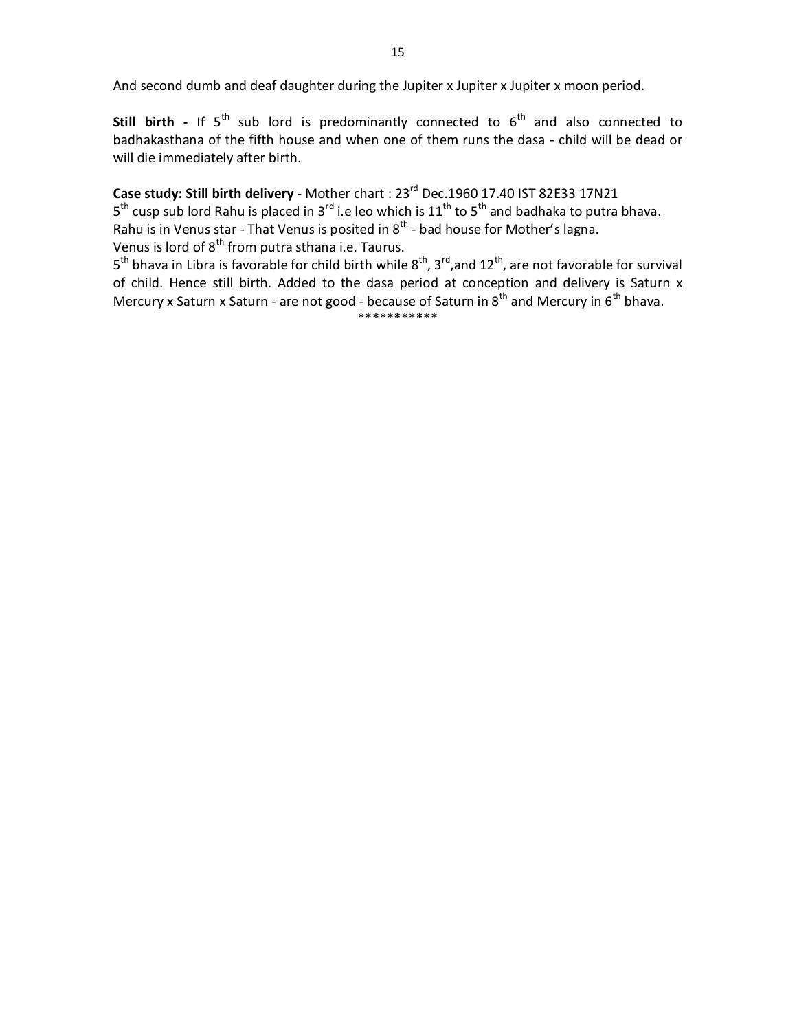And second dumb and deaf daughter during the Jupiter x Jupiter x Jupiter x moon period.

**Still birth -** If 5th sub lord is predominantly connected to 6th and also connected to badhakasthana of the fifth house and when one of them runs the dasa - child will be dead or will die immediately after birth.

**Case study: Still birth delivery** - Mother chart : 23rd Dec.1960 17.40 IST 82E33 17N21
5th cusp sub lord Rahu is placed in 3rd i.e leo which is 11th to 5th and badhaka to putra bhava.
Rahu is in Venus star - That Venus is posited in 8th - bad house for Mother's lagna.
Venus is lord of 8th from putra sthana i.e. Taurus.
5th bhava in Libra is favorable for child birth while 8th, 3rd,and 12th, are not favorable for survival of child. Hence still birth. Added to the dasa period at conception and delivery is Saturn x Mercury x Saturn x Saturn - are not good - because of Saturn in 8th and Mercury in 6th bhava.

***********